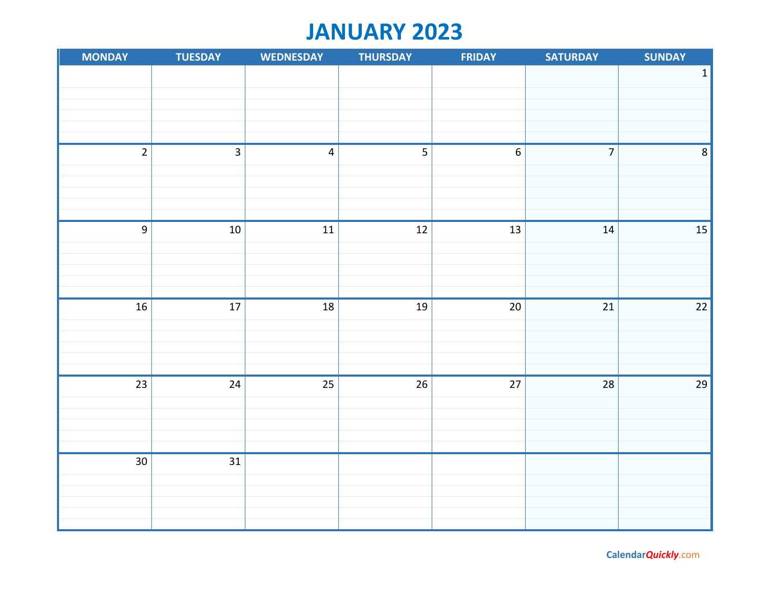# JANUARY 2023

| MONDAY | TUESDAY | WEDNESDAY | THURSDAY | FRIDAY | SATURDAY | SUNDAY |
|---|---|---|---|---|---|---|
| | | | | | | 1 |
| 2 | 3 | 4 | 5 | 6 | 7 | 8 |
| 9 | 10 | 11 | 12 | 13 | 14 | 15 |
| 16 | 17 | 18 | 19 | 20 | 21 | 22 |
| 23 | 24 | 25 | 26 | 27 | 28 | 29 |
| 30 | 31 | | | | | |

CalendarQuickly.com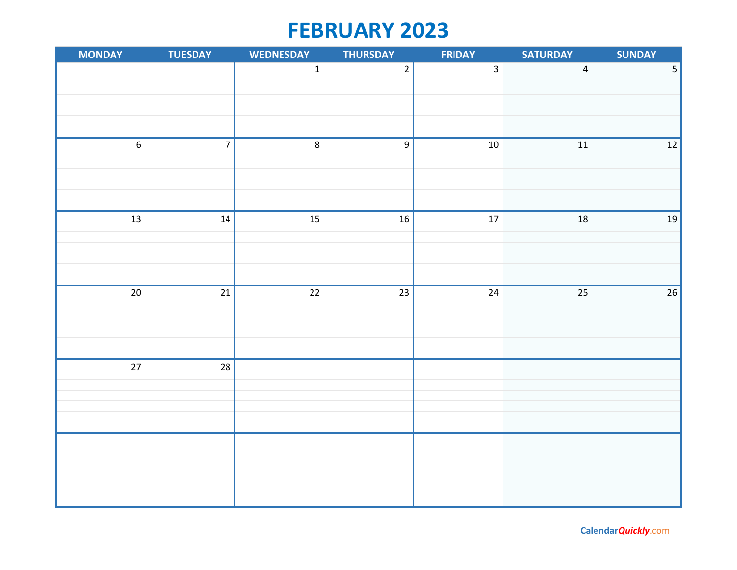# FEBRUARY 2023

| MONDAY | TUESDAY | WEDNESDAY | THURSDAY | FRIDAY | SATURDAY | SUNDAY |
|---|---|---|---|---|---|---|
| | | 1 | 2 | 3 | 4 | 5 |
| 6 | 7 | 8 | 9 | 10 | 11 | 12 |
| 13 | 14 | 15 | 16 | 17 | 18 | 19 |
| 20 | 21 | 22 | 23 | 24 | 25 | 26 |
| 27 | 28 | | | | | |
| | | | | | | |

CalendarQuickly.com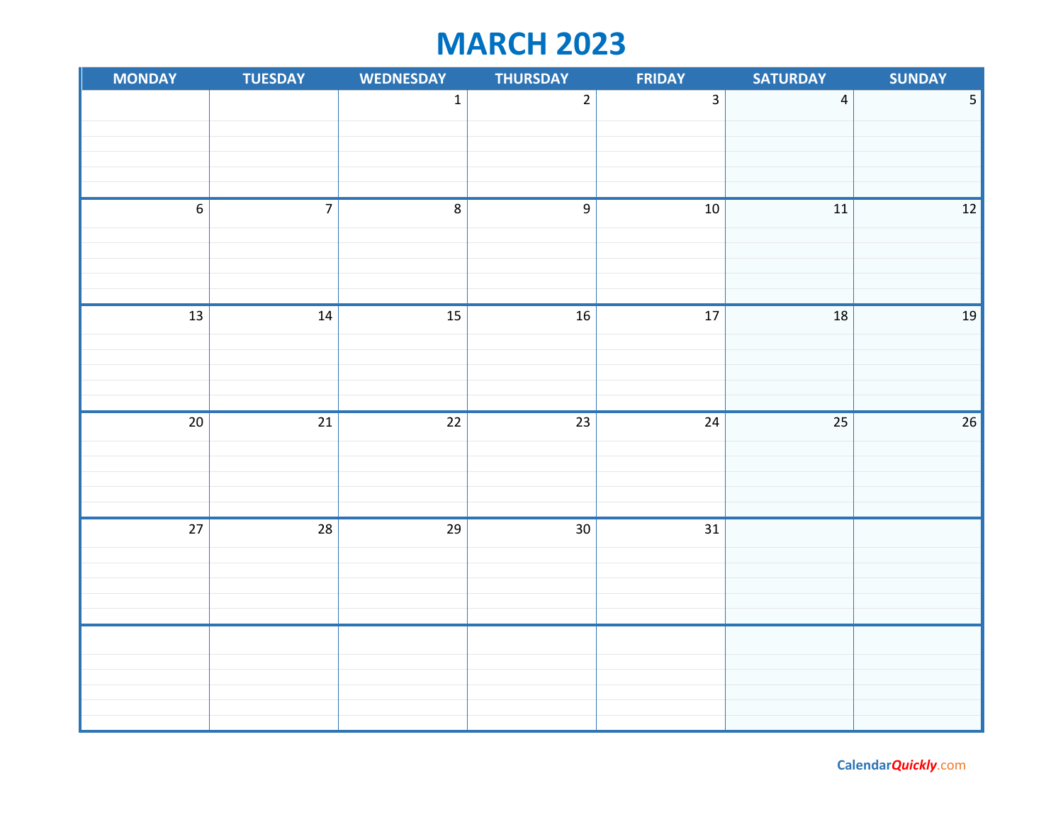# MARCH 2023

| MONDAY | TUESDAY | WEDNESDAY | THURSDAY | FRIDAY | SATURDAY | SUNDAY |
|---|---|---|---|---|---|---|
| | | 1 | 2 | 3 | 4 | 5 |
| 6 | 7 | 8 | 9 | 10 | 11 | 12 |
| 13 | 14 | 15 | 16 | 17 | 18 | 19 |
| 20 | 21 | 22 | 23 | 24 | 25 | 26 |
| 27 | 28 | 29 | 30 | 31 | | |
| | | | | | | |

CalendarQuickly.com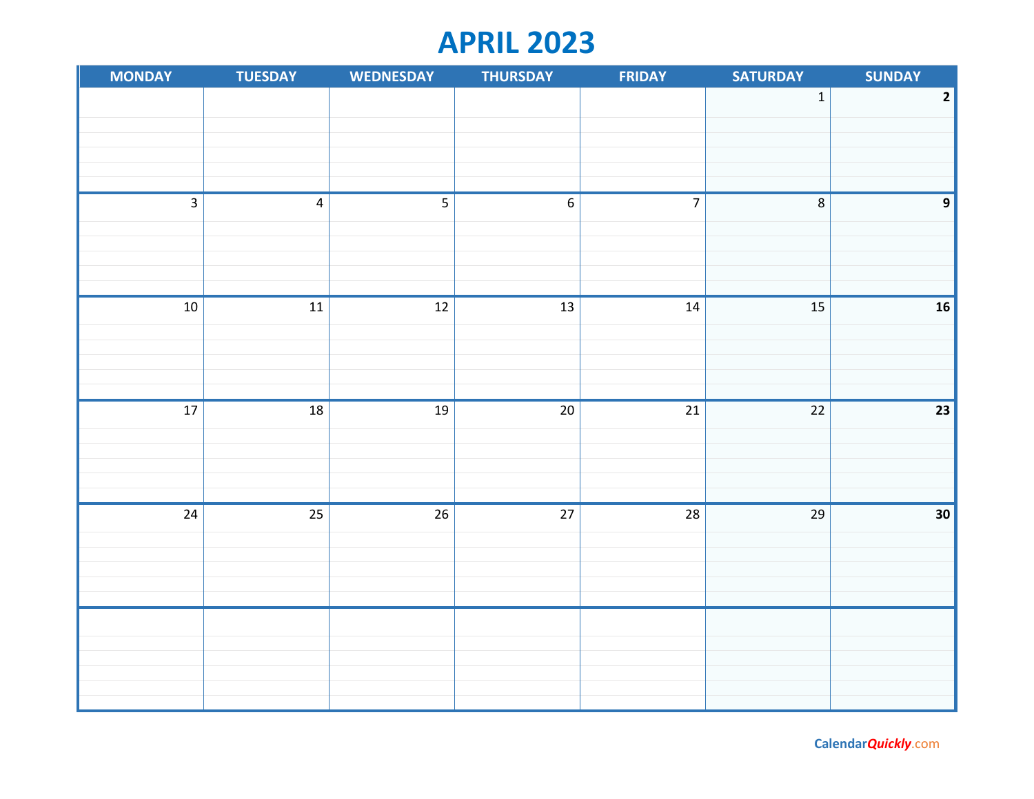# APRIL 2023

| MONDAY | TUESDAY | WEDNESDAY | THURSDAY | FRIDAY | SATURDAY | SUNDAY |
|---|---|---|---|---|---|---|
| | | | | | 1 | **2** |
| 3 | 4 | 5 | 6 | 7 | 8 | **9** |
| 10 | 11 | 12 | 13 | 14 | 15 | **16** |
| 17 | 18 | 19 | 20 | 21 | 22 | **23** |
| 24 | 25 | 26 | 27 | 28 | 29 | **30** |
| | | | | | | |

CalendarQuickly.com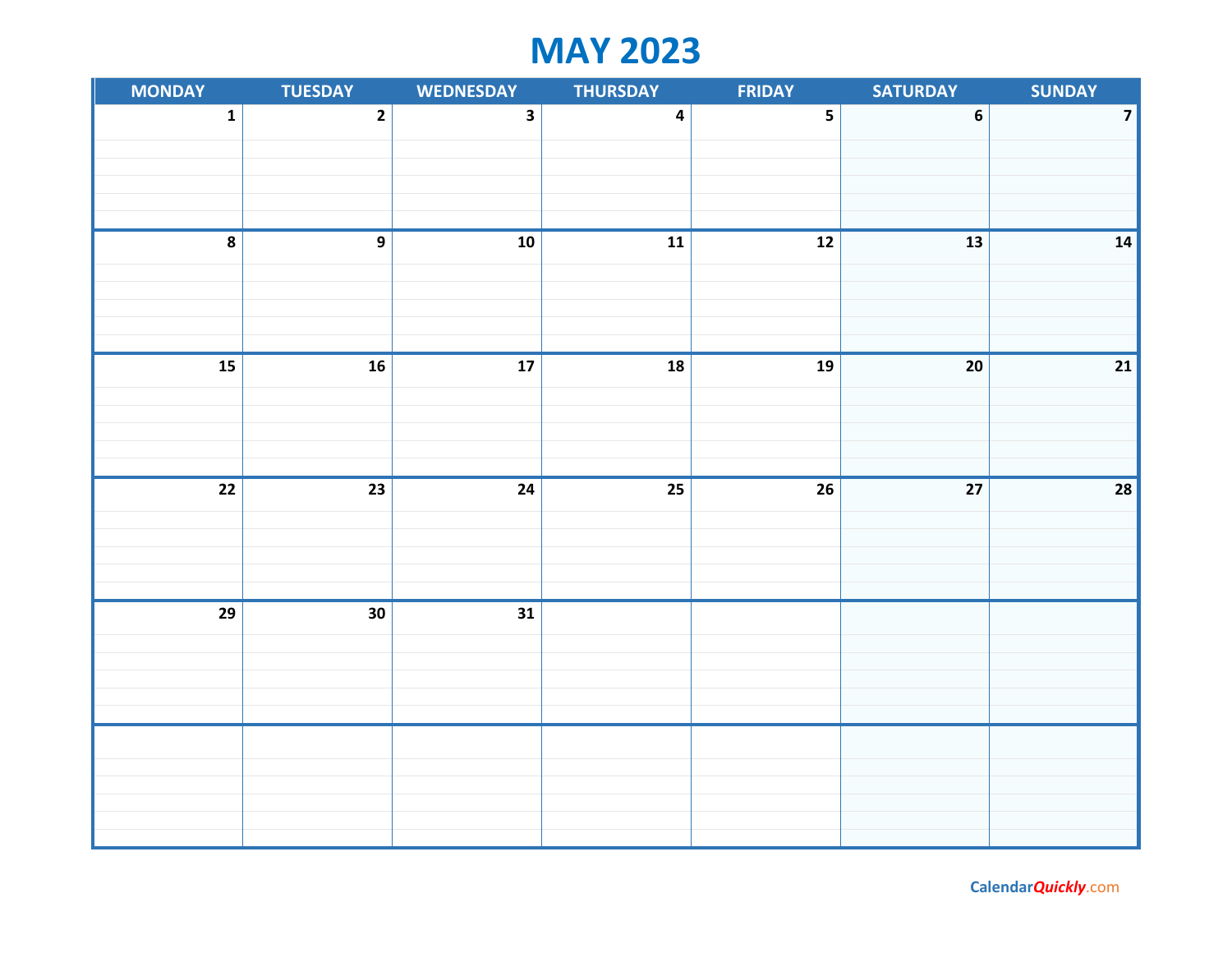# MAY 2023

| MONDAY | TUESDAY | WEDNESDAY | THURSDAY | FRIDAY | SATURDAY | SUNDAY |
|---|---|---|---|---|---|---|
| 1 | 2 | 3 | 4 | 5 | 6 | 7 |
| 8 | 9 | 10 | 11 | 12 | 13 | 14 |
| 15 | 16 | 17 | 18 | 19 | 20 | 21 |
| 22 | 23 | 24 | 25 | 26 | 27 | 28 |
| 29 | 30 | 31 | | | | |
| | | | | | | |

CalendarQuickly.com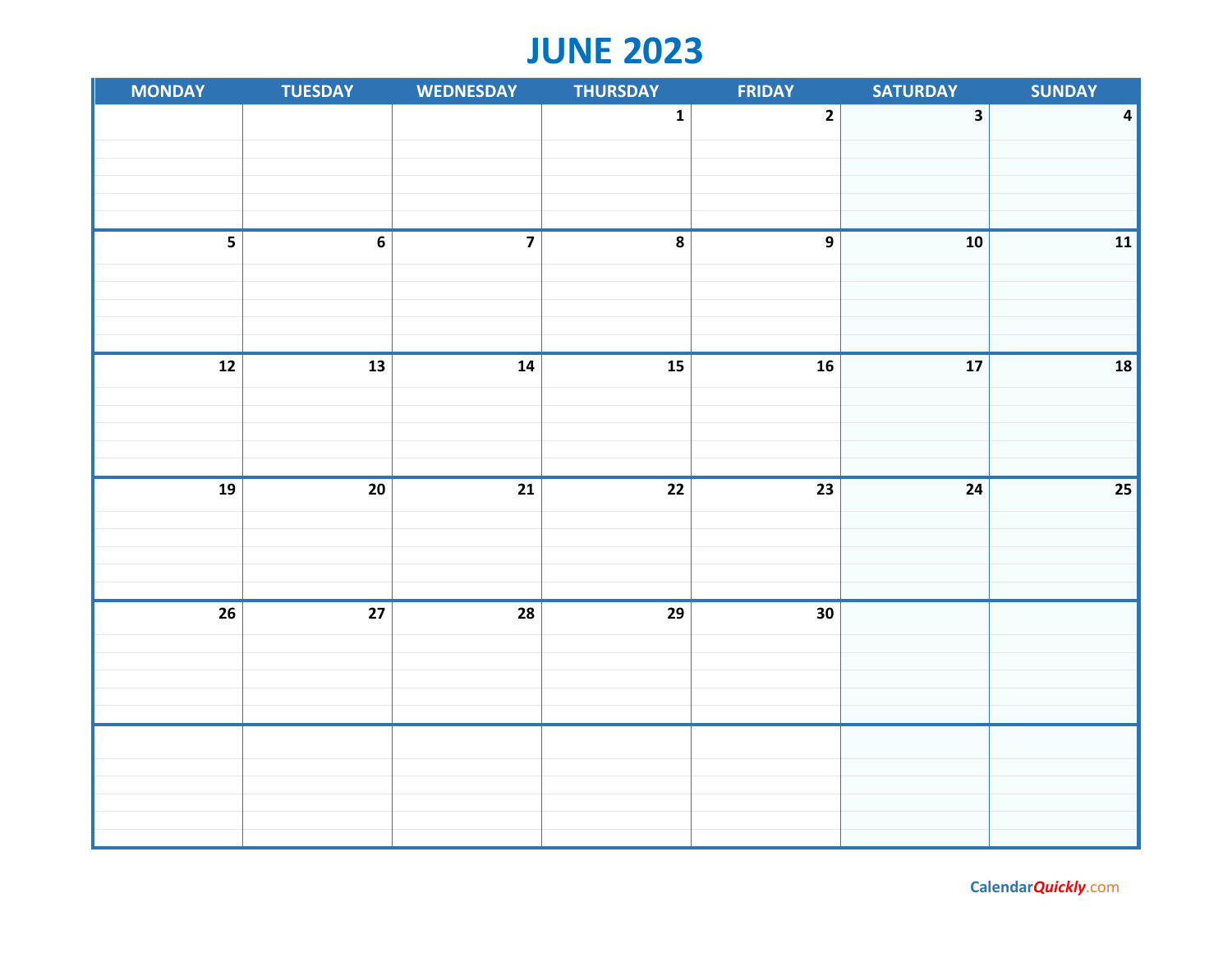# JUNE 2023

| MONDAY | TUESDAY | WEDNESDAY | THURSDAY | FRIDAY | SATURDAY | SUNDAY |
|---|---|---|---|---|---|---|
| | | | 1 | 2 | 3 | 4 |
| 5 | 6 | 7 | 8 | 9 | 10 | 11 |
| 12 | 13 | 14 | 15 | 16 | 17 | 18 |
| 19 | 20 | 21 | 22 | 23 | 24 | 25 |
| 26 | 27 | 28 | 29 | 30 | | |
| | | | | | | |

CalendarQuickly.com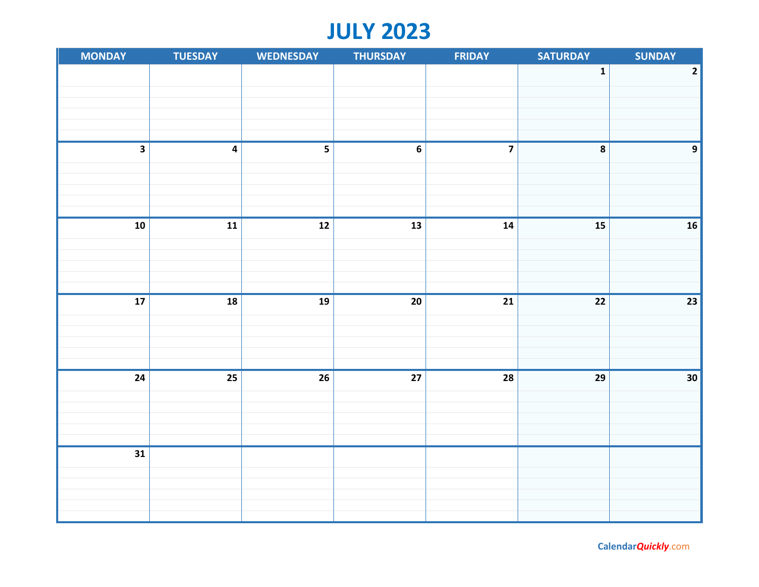# JULY 2023

| MONDAY | TUESDAY | WEDNESDAY | THURSDAY | FRIDAY | SATURDAY | SUNDAY |
|---|---|---|---|---|---|---|
| | | | | | 1 | 2 |
| 3 | 4 | 5 | 6 | 7 | 8 | 9 |
| 10 | 11 | 12 | 13 | 14 | 15 | 16 |
| 17 | 18 | 19 | 20 | 21 | 22 | 23 |
| 24 | 25 | 26 | 27 | 28 | 29 | 30 |
| 31 | | | | | | |

CalendarQuickly.com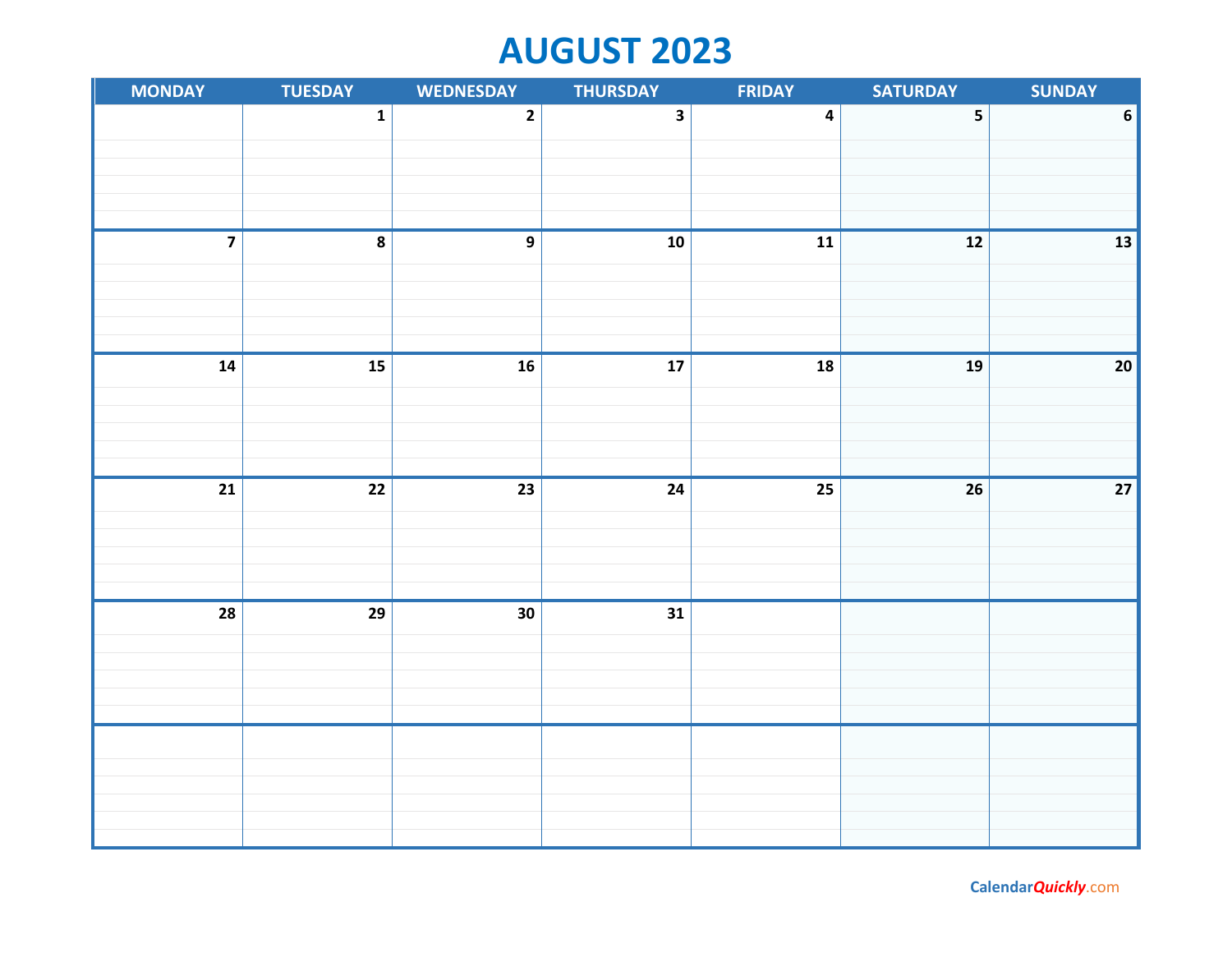# AUGUST 2023

| MONDAY | TUESDAY | WEDNESDAY | THURSDAY | FRIDAY | SATURDAY | SUNDAY |
|---|---|---|---|---|---|---|
| | 1 | 2 | 3 | 4 | 5 | 6 |
| 7 | 8 | 9 | 10 | 11 | 12 | 13 |
| 14 | 15 | 16 | 17 | 18 | 19 | 20 |
| 21 | 22 | 23 | 24 | 25 | 26 | 27 |
| 28 | 29 | 30 | 31 | | | |
| | | | | | | |

CalendarQuickly.com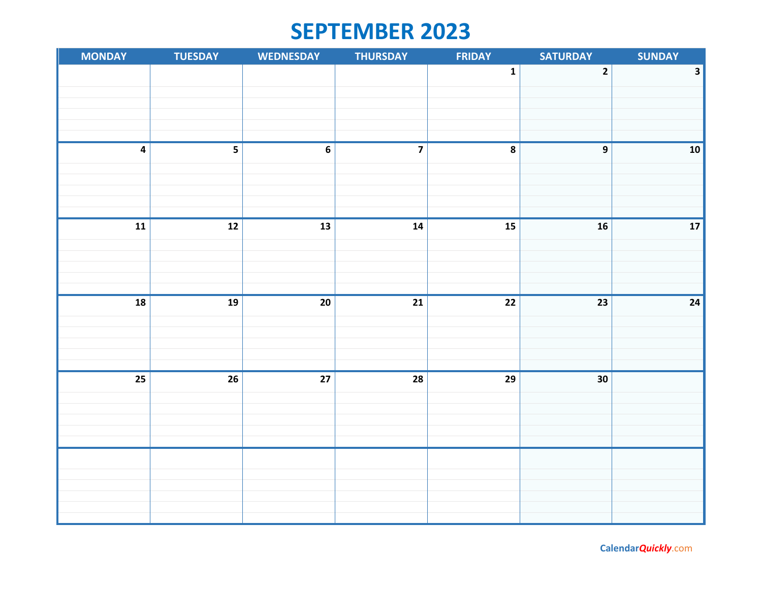# SEPTEMBER 2023

| MONDAY | TUESDAY | WEDNESDAY | THURSDAY | FRIDAY | SATURDAY | SUNDAY |
|---|---|---|---|---|---|---|
| | | | | 1 | 2 | 3 |
| 4 | 5 | 6 | 7 | 8 | 9 | 10 |
| 11 | 12 | 13 | 14 | 15 | 16 | 17 |
| 18 | 19 | 20 | 21 | 22 | 23 | 24 |
| 25 | 26 | 27 | 28 | 29 | 30 | |
| | | | | | | |

CalendarQuickly.com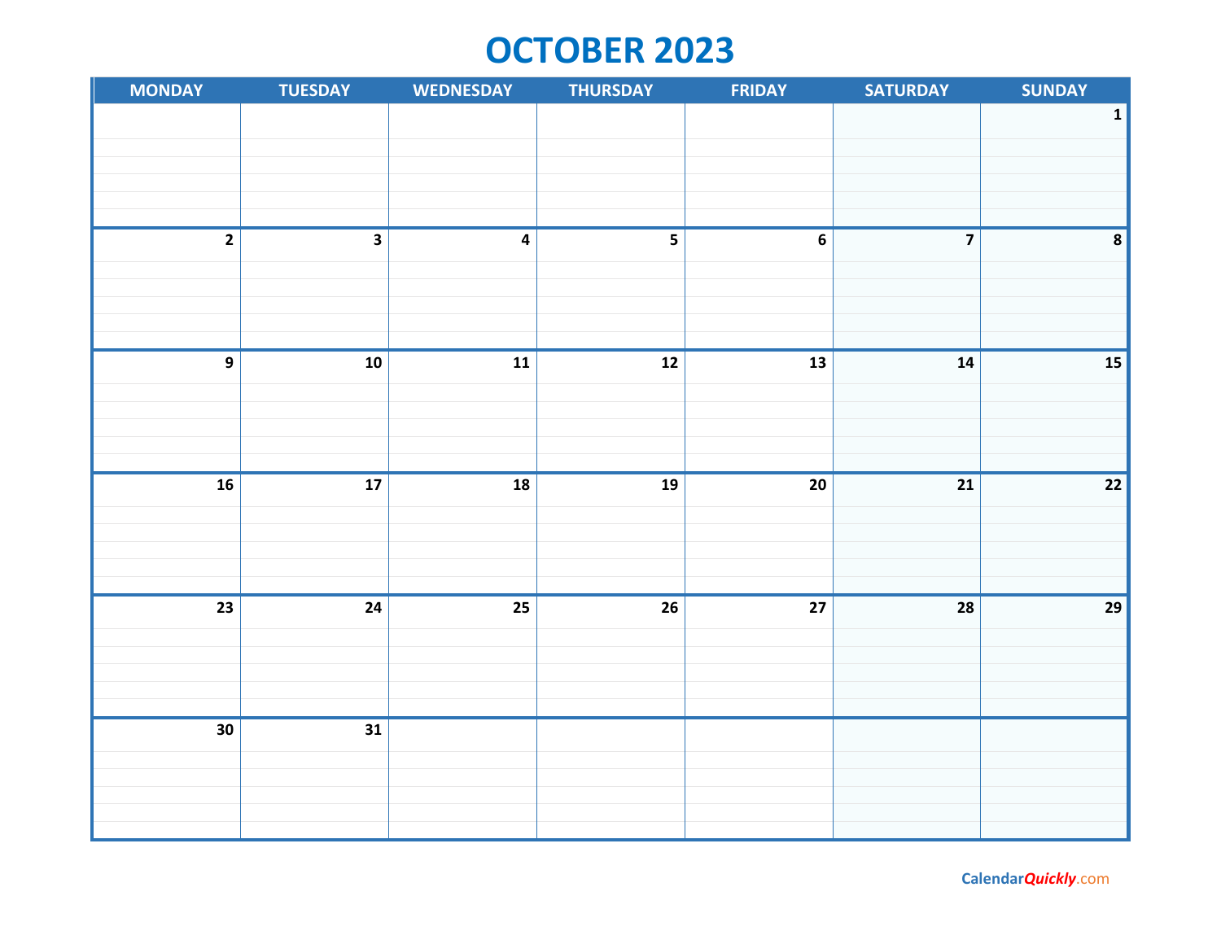# OCTOBER 2023

| MONDAY | TUESDAY | WEDNESDAY | THURSDAY | FRIDAY | SATURDAY | SUNDAY |
|---|---|---|---|---|---|---|
| | | | | | | 1 |
| 2 | 3 | 4 | 5 | 6 | 7 | 8 |
| 9 | 10 | 11 | 12 | 13 | 14 | 15 |
| 16 | 17 | 18 | 19 | 20 | 21 | 22 |
| 23 | 24 | 25 | 26 | 27 | 28 | 29 |
| 30 | 31 | | | | | |

CalendarQuickly.com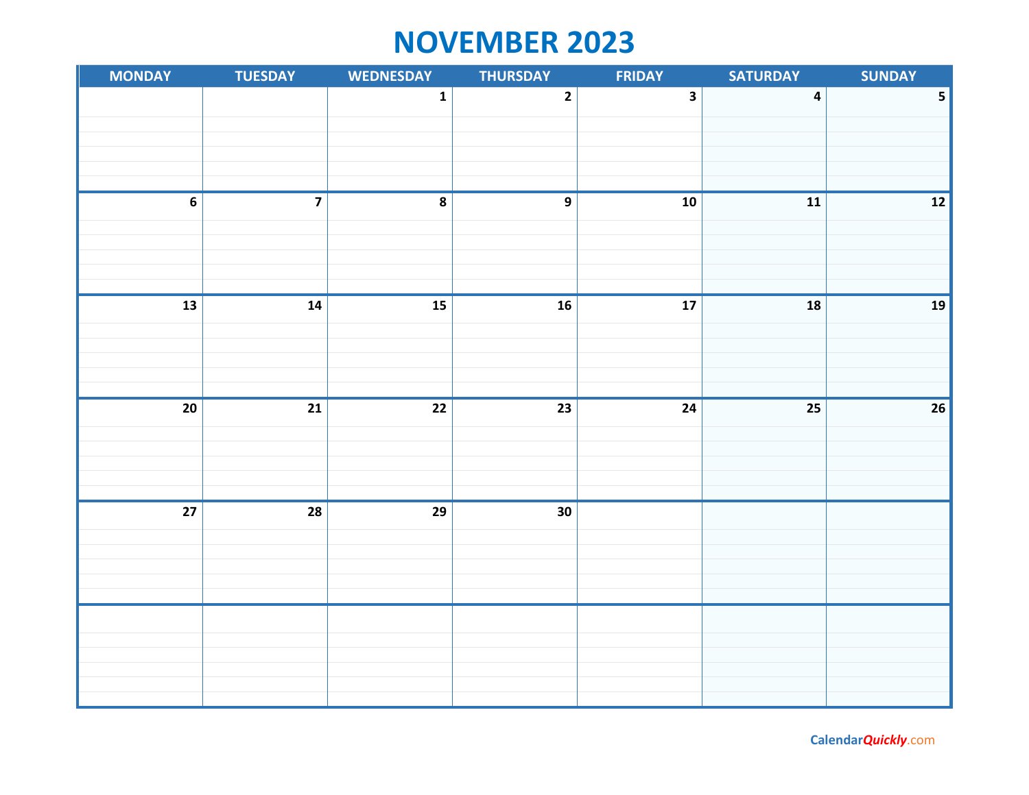# NOVEMBER 2023

| MONDAY | TUESDAY | WEDNESDAY | THURSDAY | FRIDAY | SATURDAY | SUNDAY |
|---|---|---|---|---|---|---|
| | | 1 | 2 | 3 | 4 | 5 |
| 6 | 7 | 8 | 9 | 10 | 11 | 12 |
| 13 | 14 | 15 | 16 | 17 | 18 | 19 |
| 20 | 21 | 22 | 23 | 24 | 25 | 26 |
| 27 | 28 | 29 | 30 | | | |
| | | | | | | |

CalendarQuickly.com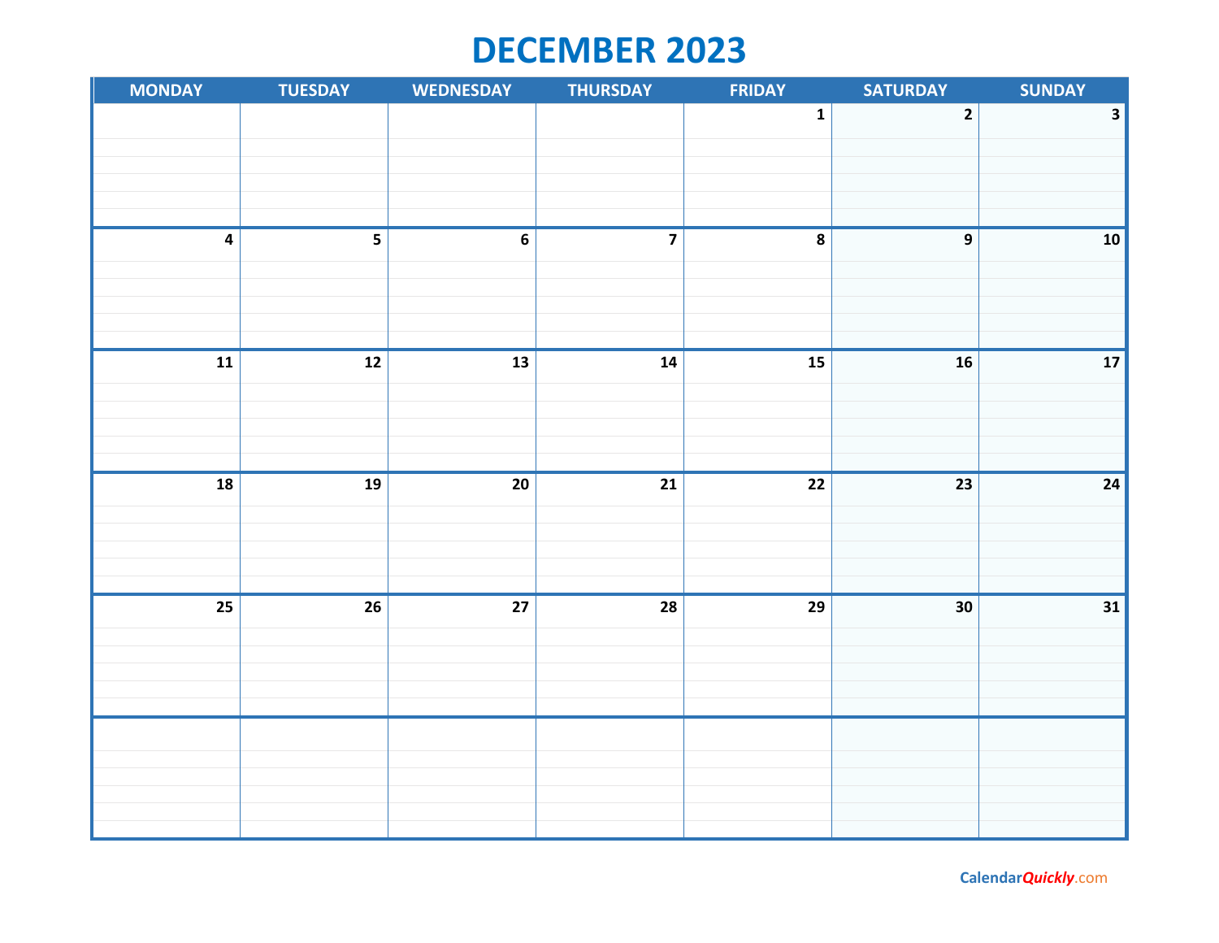# DECEMBER 2023

| MONDAY | TUESDAY | WEDNESDAY | THURSDAY | FRIDAY | SATURDAY | SUNDAY |
|---|---|---|---|---|---|---|
| | | | | 1 | 2 | 3 |
| 4 | 5 | 6 | 7 | 8 | 9 | 10 |
| 11 | 12 | 13 | 14 | 15 | 16 | 17 |
| 18 | 19 | 20 | 21 | 22 | 23 | 24 |
| 25 | 26 | 27 | 28 | 29 | 30 | 31 |
| | | | | | | |

CalendarQuickly.com